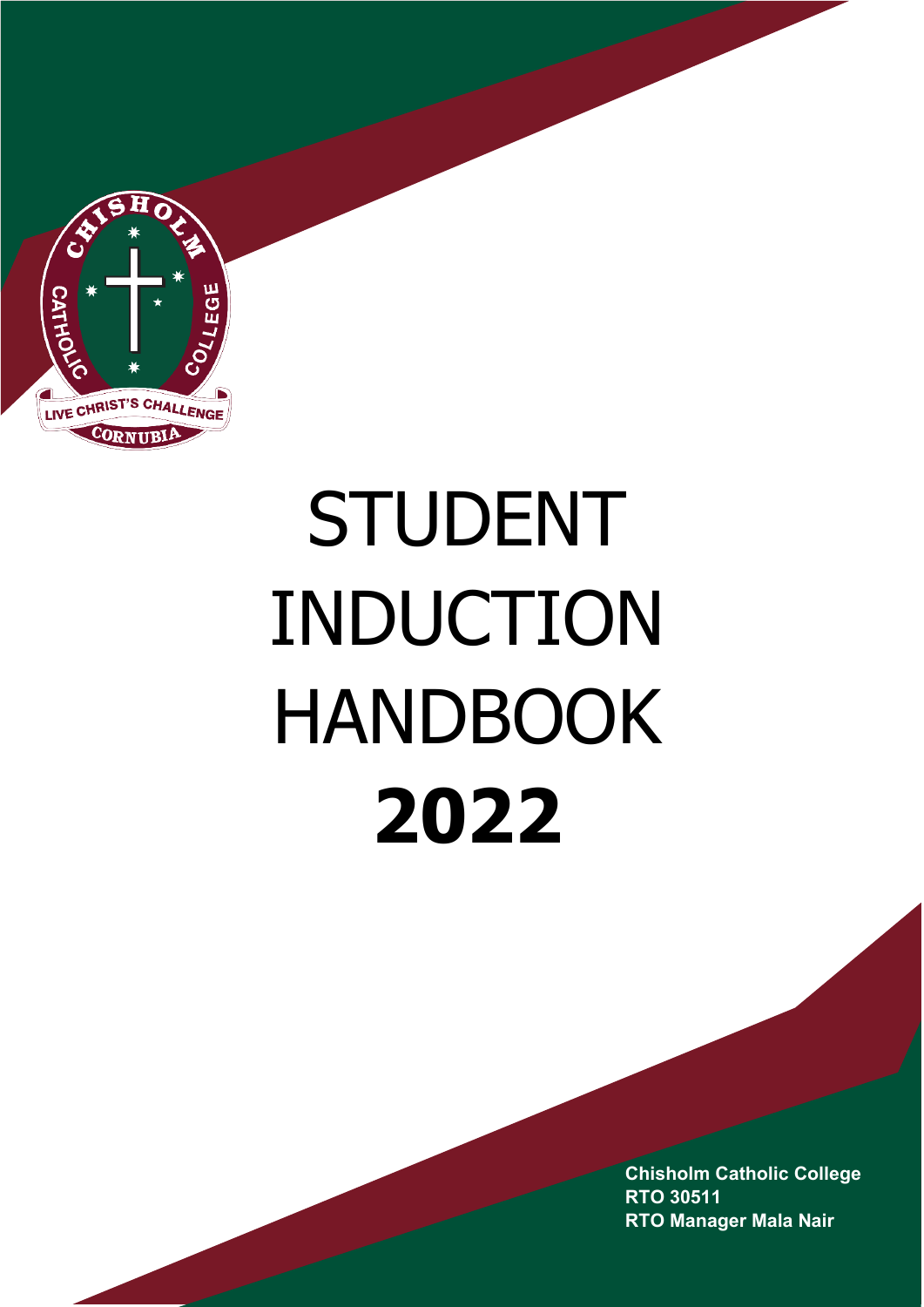# STUDENT INDUCTION HANDBOOK

# 2022

**Chisholm Catholic College**
**RTO 30511**
**RTO Manager Mala Nair**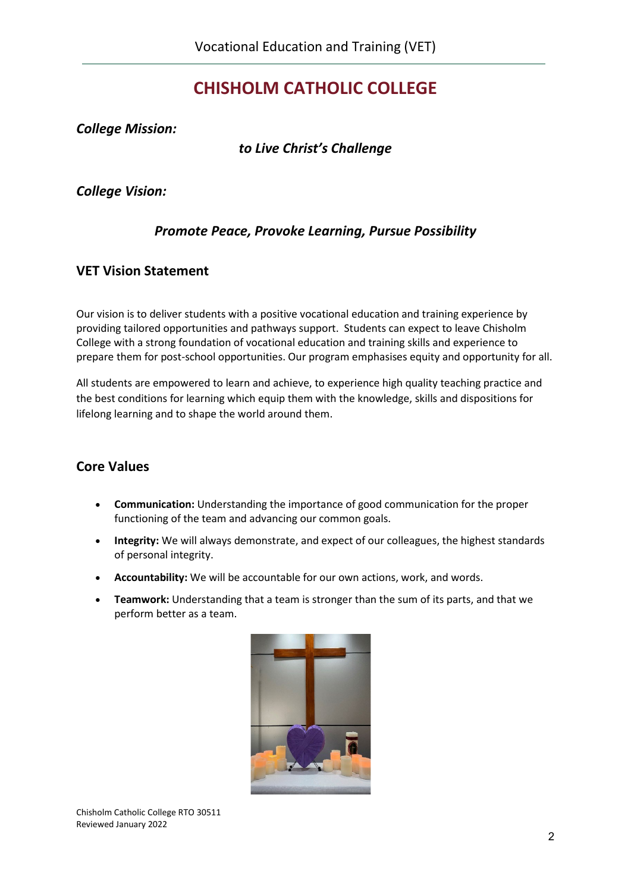# CHISHOLM CATHOLIC COLLEGE

***College Mission:***

***to Live Christ's Challenge***

***College Vision:***

***Promote Peace, Provoke Learning, Pursue Possibility***

## VET Vision Statement

Our vision is to deliver students with a positive vocational education and training experience by providing tailored opportunities and pathways support. Students can expect to leave Chisholm College with a strong foundation of vocational education and training skills and experience to prepare them for post-school opportunities. Our program emphasises equity and opportunity for all.

All students are empowered to learn and achieve, to experience high quality teaching practice and the best conditions for learning which equip them with the knowledge, skills and dispositions for lifelong learning and to shape the world around them.

## Core Values

- **Communication:** Understanding the importance of good communication for the proper functioning of the team and advancing our common goals.
- **Integrity:** We will always demonstrate, and expect of our colleagues, the highest standards of personal integrity.
- **Accountability:** We will be accountable for our own actions, work, and words.
- **Teamwork:** Understanding that a team is stronger than the sum of its parts, and that we perform better as a team.

Chisholm Catholic College RTO 30511
Reviewed January 2022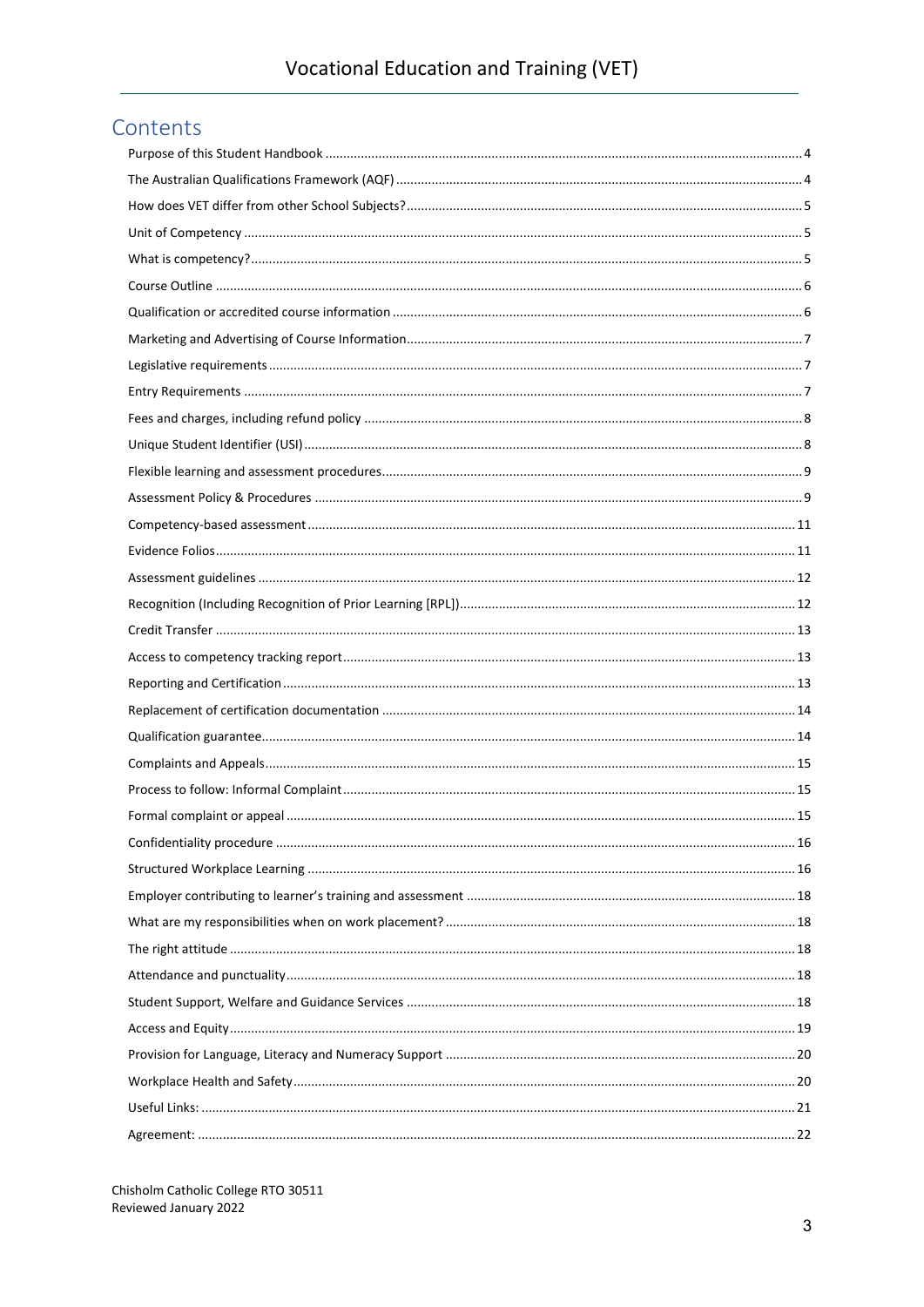## Contents

Purpose of this Student Handbook ..... 4
The Australian Qualifications Framework (AQF) ..... 4
How does VET differ from other School Subjects? ..... 5
Unit of Competency ..... 5
What is competency? ..... 5
Course Outline ..... 6
Qualification or accredited course information ..... 6
Marketing and Advertising of Course Information ..... 7
Legislative requirements ..... 7
Entry Requirements ..... 7
Fees and charges, including refund policy ..... 8
Unique Student Identifier (USI) ..... 8
Flexible learning and assessment procedures ..... 9
Assessment Policy & Procedures ..... 9
Competency-based assessment ..... 11
Evidence Folios ..... 11
Assessment guidelines ..... 12
Recognition (Including Recognition of Prior Learning [RPL]) ..... 12
Credit Transfer ..... 13
Access to competency tracking report ..... 13
Reporting and Certification ..... 13
Replacement of certification documentation ..... 14
Qualification guarantee ..... 14
Complaints and Appeals ..... 15
Process to follow: Informal Complaint ..... 15
Formal complaint or appeal ..... 15
Confidentiality procedure ..... 16
Structured Workplace Learning ..... 16
Employer contributing to learner's training and assessment ..... 18
What are my responsibilities when on work placement? ..... 18
The right attitude ..... 18
Attendance and punctuality ..... 18
Student Support, Welfare and Guidance Services ..... 18
Access and Equity ..... 19
Provision for Language, Literacy and Numeracy Support ..... 20
Workplace Health and Safety ..... 20
Useful Links: ..... 21
Agreement: ..... 22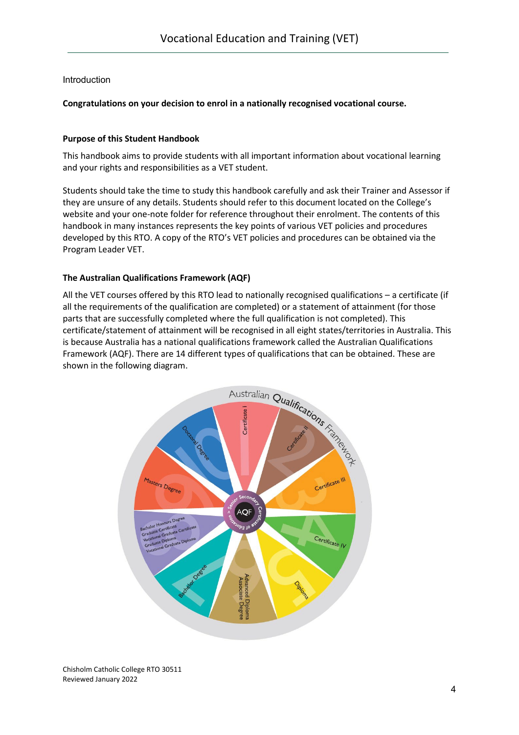Introduction

**Congratulations on your decision to enrol in a nationally recognised vocational course.**

### Purpose of this Student Handbook

This handbook aims to provide students with all important information about vocational learning and your rights and responsibilities as a VET student.

Students should take the time to study this handbook carefully and ask their Trainer and Assessor if they are unsure of any details. Students should refer to this document located on the College's website and your one-note folder for reference throughout their enrolment. The contents of this handbook in many instances represents the key points of various VET policies and procedures developed by this RTO. A copy of the RTO's VET policies and procedures can be obtained via the Program Leader VET.

### The Australian Qualifications Framework (AQF)

All the VET courses offered by this RTO lead to nationally recognised qualifications – a certificate (if all the requirements of the qualification are completed) or a statement of attainment (for those parts that are successfully completed where the full qualification is not completed). This certificate/statement of attainment will be recognised in all eight states/territories in Australia. This is because Australia has a national qualifications framework called the Australian Qualifications Framework (AQF). There are 14 different types of qualifications that can be obtained. These are shown in the following diagram.

Australian Qualifications Framework

AQF

Senior Secondary Certificate of Education

Certificate I

Certificate II

Certificate III

Certificate IV

Diploma

Advanced Diploma
Associate Degree

Bachelor Degree

Bachelor Honours Degree
Graduate Certificate
Vocational Graduate Certificate
Graduate Diploma
Vocational Graduate Diploma

Masters Degree

Doctoral Degree

Chisholm Catholic College RTO 30511
Reviewed January 2022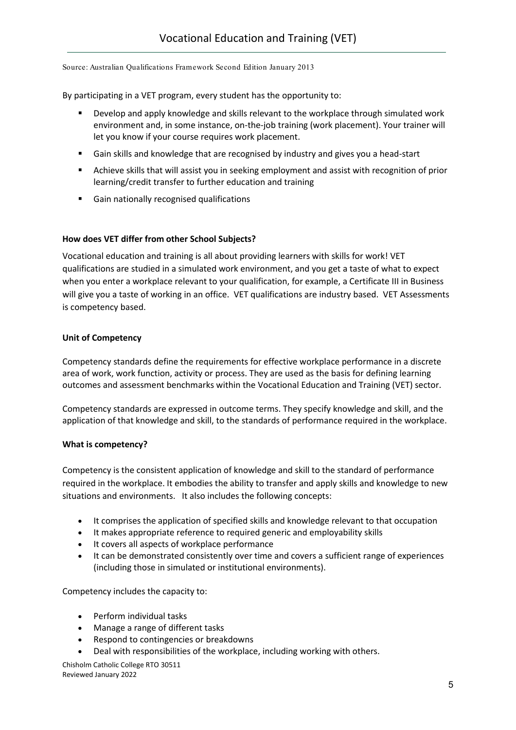# Vocational Education and Training (VET)

Source: Australian Qualifications Framework Second Edition January 2013

By participating in a VET program, every student has the opportunity to:

- Develop and apply knowledge and skills relevant to the workplace through simulated work environment and, in some instance, on-the-job training (work placement). Your trainer will let you know if your course requires work placement.
- Gain skills and knowledge that are recognised by industry and gives you a head-start
- Achieve skills that will assist you in seeking employment and assist with recognition of prior learning/credit transfer to further education and training
- Gain nationally recognised qualifications

**How does VET differ from other School Subjects?**

Vocational education and training is all about providing learners with skills for work! VET qualifications are studied in a simulated work environment, and you get a taste of what to expect when you enter a workplace relevant to your qualification, for example, a Certificate III in Business will give you a taste of working in an office. VET qualifications are industry based. VET Assessments is competency based.

**Unit of Competency**

Competency standards define the requirements for effective workplace performance in a discrete area of work, work function, activity or process. They are used as the basis for defining learning outcomes and assessment benchmarks within the Vocational Education and Training (VET) sector.

Competency standards are expressed in outcome terms. They specify knowledge and skill, and the application of that knowledge and skill, to the standards of performance required in the workplace.

**What is competency?**

Competency is the consistent application of knowledge and skill to the standard of performance required in the workplace. It embodies the ability to transfer and apply skills and knowledge to new situations and environments. It also includes the following concepts:

- It comprises the application of specified skills and knowledge relevant to that occupation
- It makes appropriate reference to required generic and employability skills
- It covers all aspects of workplace performance
- It can be demonstrated consistently over time and covers a sufficient range of experiences (including those in simulated or institutional environments).

Competency includes the capacity to:

- Perform individual tasks
- Manage a range of different tasks
- Respond to contingencies or breakdowns
- Deal with responsibilities of the workplace, including working with others.

Chisholm Catholic College RTO 30511
Reviewed January 2022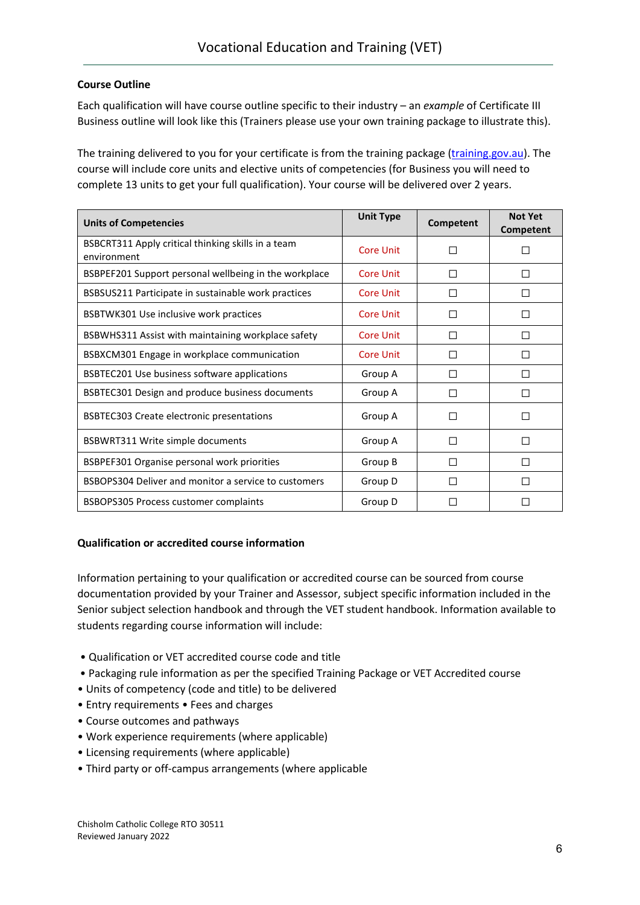**Course Outline**

Each qualification will have course outline specific to their industry – an *example* of Certificate III Business outline will look like this (Trainers please use your own training package to illustrate this).

The training delivered to you for your certificate is from the training package (training.gov.au). The course will include core units and elective units of competencies (for Business you will need to complete 13 units to get your full qualification). Your course will be delivered over 2 years.

| Units of Competencies | Unit Type | Competent | Not Yet Competent |
|---|---|---|---|
| BSBCRT311 Apply critical thinking skills in a team environment | Core Unit | ☐ | ☐ |
| BSBPEF201 Support personal wellbeing in the workplace | Core Unit | ☐ | ☐ |
| BSBSUS211 Participate in sustainable work practices | Core Unit | ☐ | ☐ |
| BSBTWK301 Use inclusive work practices | Core Unit | ☐ | ☐ |
| BSBWHS311 Assist with maintaining workplace safety | Core Unit | ☐ | ☐ |
| BSBXCM301 Engage in workplace communication | Core Unit | ☐ | ☐ |
| BSBTEC201 Use business software applications | Group A | ☐ | ☐ |
| BSBTEC301 Design and produce business documents | Group A | ☐ | ☐ |
| BSBTEC303 Create electronic presentations | Group A | ☐ | ☐ |
| BSBWRT311 Write simple documents | Group A | ☐ | ☐ |
| BSBPEF301 Organise personal work priorities | Group B | ☐ | ☐ |
| BSBOPS304 Deliver and monitor a service to customers | Group D | ☐ | ☐ |
| BSBOPS305 Process customer complaints | Group D | ☐ | ☐ |

**Qualification or accredited course information**

Information pertaining to your qualification or accredited course can be sourced from course documentation provided by your Trainer and Assessor, subject specific information included in the Senior subject selection handbook and through the VET student handbook. Information available to students regarding course information will include:

- Qualification or VET accredited course code and title
- Packaging rule information as per the specified Training Package or VET Accredited course
- Units of competency (code and title) to be delivered
- Entry requirements • Fees and charges
- Course outcomes and pathways
- Work experience requirements (where applicable)
- Licensing requirements (where applicable)
- Third party or off-campus arrangements (where applicable

Chisholm Catholic College RTO 30511
Reviewed January 2022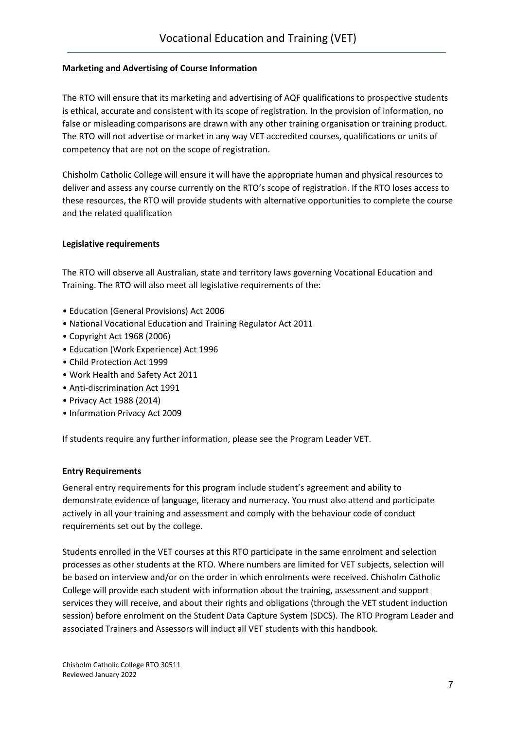**Marketing and Advertising of Course Information**

The RTO will ensure that its marketing and advertising of AQF qualifications to prospective students is ethical, accurate and consistent with its scope of registration. In the provision of information, no false or misleading comparisons are drawn with any other training organisation or training product. The RTO will not advertise or market in any way VET accredited courses, qualifications or units of competency that are not on the scope of registration.

Chisholm Catholic College will ensure it will have the appropriate human and physical resources to deliver and assess any course currently on the RTO's scope of registration. If the RTO loses access to these resources, the RTO will provide students with alternative opportunities to complete the course and the related qualification

**Legislative requirements**

The RTO will observe all Australian, state and territory laws governing Vocational Education and Training. The RTO will also meet all legislative requirements of the:

- Education (General Provisions) Act 2006
- National Vocational Education and Training Regulator Act 2011
- Copyright Act 1968 (2006)
- Education (Work Experience) Act 1996
- Child Protection Act 1999
- Work Health and Safety Act 2011
- Anti-discrimination Act 1991
- Privacy Act 1988 (2014)
- Information Privacy Act 2009

If students require any further information, please see the Program Leader VET.

**Entry Requirements**

General entry requirements for this program include student's agreement and ability to demonstrate evidence of language, literacy and numeracy. You must also attend and participate actively in all your training and assessment and comply with the behaviour code of conduct requirements set out by the college.

Students enrolled in the VET courses at this RTO participate in the same enrolment and selection processes as other students at the RTO. Where numbers are limited for VET subjects, selection will be based on interview and/or on the order in which enrolments were received. Chisholm Catholic College will provide each student with information about the training, assessment and support services they will receive, and about their rights and obligations (through the VET student induction session) before enrolment on the Student Data Capture System (SDCS). The RTO Program Leader and associated Trainers and Assessors will induct all VET students with this handbook.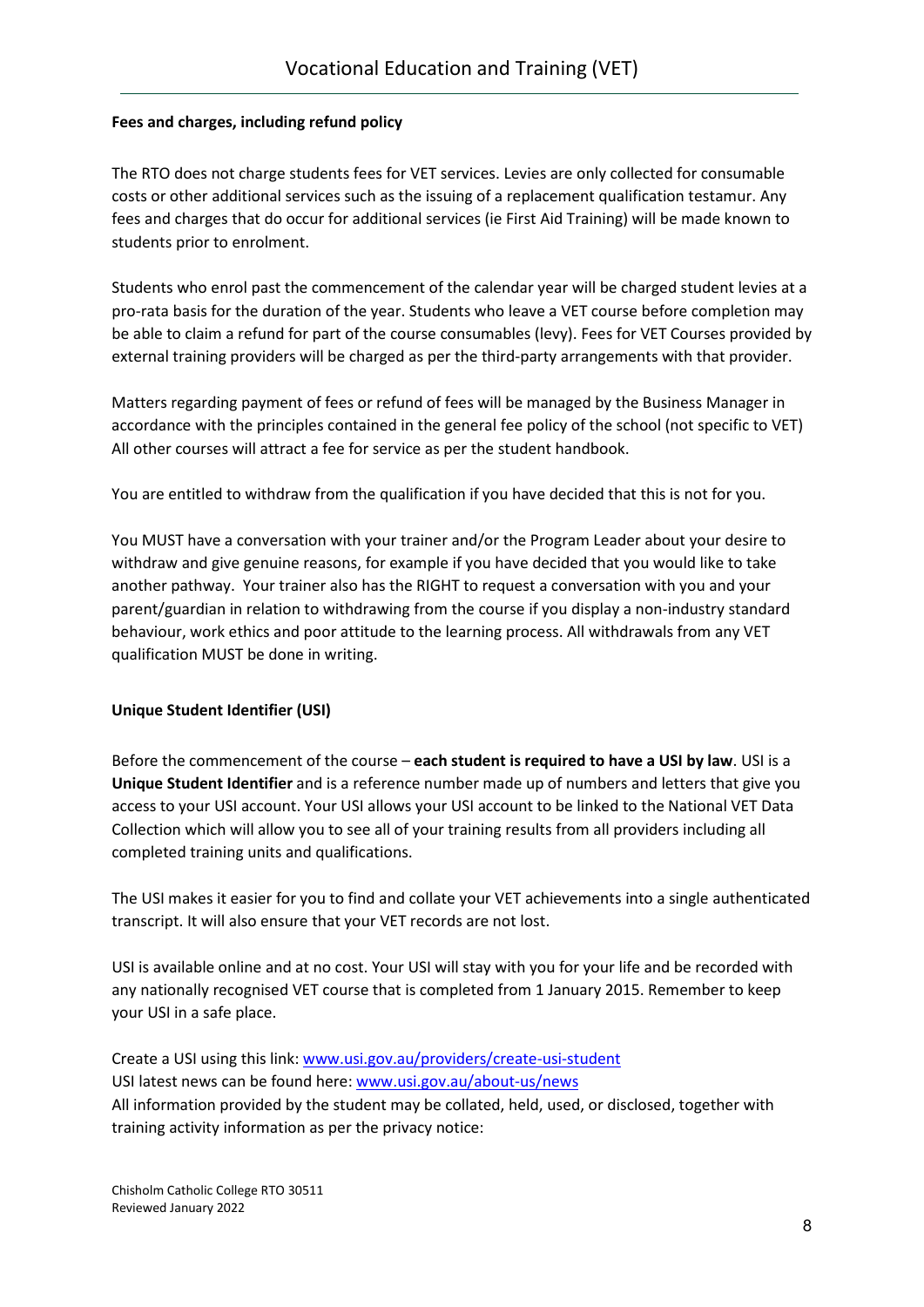**Fees and charges, including refund policy**

The RTO does not charge students fees for VET services. Levies are only collected for consumable costs or other additional services such as the issuing of a replacement qualification testamur. Any fees and charges that do occur for additional services (ie First Aid Training) will be made known to students prior to enrolment.

Students who enrol past the commencement of the calendar year will be charged student levies at a pro-rata basis for the duration of the year. Students who leave a VET course before completion may be able to claim a refund for part of the course consumables (levy). Fees for VET Courses provided by external training providers will be charged as per the third-party arrangements with that provider.

Matters regarding payment of fees or refund of fees will be managed by the Business Manager in accordance with the principles contained in the general fee policy of the school (not specific to VET) All other courses will attract a fee for service as per the student handbook.

You are entitled to withdraw from the qualification if you have decided that this is not for you.

You MUST have a conversation with your trainer and/or the Program Leader about your desire to withdraw and give genuine reasons, for example if you have decided that you would like to take another pathway. Your trainer also has the RIGHT to request a conversation with you and your parent/guardian in relation to withdrawing from the course if you display a non-industry standard behaviour, work ethics and poor attitude to the learning process. All withdrawals from any VET qualification MUST be done in writing.

**Unique Student Identifier (USI)**

Before the commencement of the course – **each student is required to have a USI by law**. USI is a **Unique Student Identifier** and is a reference number made up of numbers and letters that give you access to your USI account. Your USI allows your USI account to be linked to the National VET Data Collection which will allow you to see all of your training results from all providers including all completed training units and qualifications.

The USI makes it easier for you to find and collate your VET achievements into a single authenticated transcript. It will also ensure that your VET records are not lost.

USI is available online and at no cost. Your USI will stay with you for your life and be recorded with any nationally recognised VET course that is completed from 1 January 2015. Remember to keep your USI in a safe place.

Create a USI using this link: [www.usi.gov.au/providers/create-usi-student](www.usi.gov.au/providers/create-usi-student)
USI latest news can be found here: [www.usi.gov.au/about-us/news](www.usi.gov.au/about-us/news)
All information provided by the student may be collated, held, used, or disclosed, together with training activity information as per the privacy notice:

Chisholm Catholic College RTO 30511
Reviewed January 2022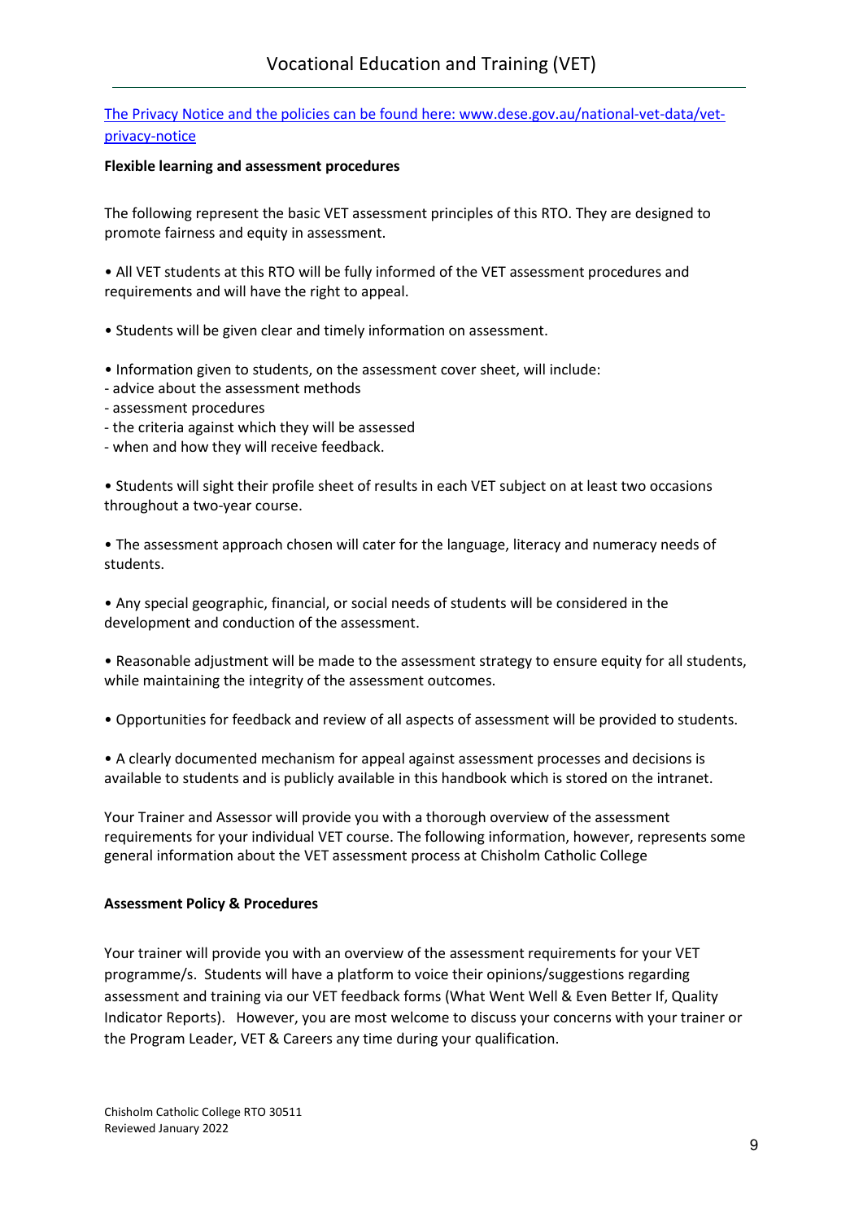[The Privacy Notice and the policies can be found here: www.dese.gov.au/national-vet-data/vet-privacy-notice](http://www.dese.gov.au/national-vet-data/vet-privacy-notice)

**Flexible learning and assessment procedures**

The following represent the basic VET assessment principles of this RTO. They are designed to promote fairness and equity in assessment.

• All VET students at this RTO will be fully informed of the VET assessment procedures and requirements and will have the right to appeal.

• Students will be given clear and timely information on assessment.

• Information given to students, on the assessment cover sheet, will include:
- advice about the assessment methods
- assessment procedures
- the criteria against which they will be assessed
- when and how they will receive feedback.

• Students will sight their profile sheet of results in each VET subject on at least two occasions throughout a two-year course.

• The assessment approach chosen will cater for the language, literacy and numeracy needs of students.

• Any special geographic, financial, or social needs of students will be considered in the development and conduction of the assessment.

• Reasonable adjustment will be made to the assessment strategy to ensure equity for all students, while maintaining the integrity of the assessment outcomes.

• Opportunities for feedback and review of all aspects of assessment will be provided to students.

• A clearly documented mechanism for appeal against assessment processes and decisions is available to students and is publicly available in this handbook which is stored on the intranet.

Your Trainer and Assessor will provide you with a thorough overview of the assessment requirements for your individual VET course. The following information, however, represents some general information about the VET assessment process at Chisholm Catholic College

**Assessment Policy & Procedures**

Your trainer will provide you with an overview of the assessment requirements for your VET programme/s. Students will have a platform to voice their opinions/suggestions regarding assessment and training via our VET feedback forms (What Went Well & Even Better If, Quality Indicator Reports). However, you are most welcome to discuss your concerns with your trainer or the Program Leader, VET & Careers any time during your qualification.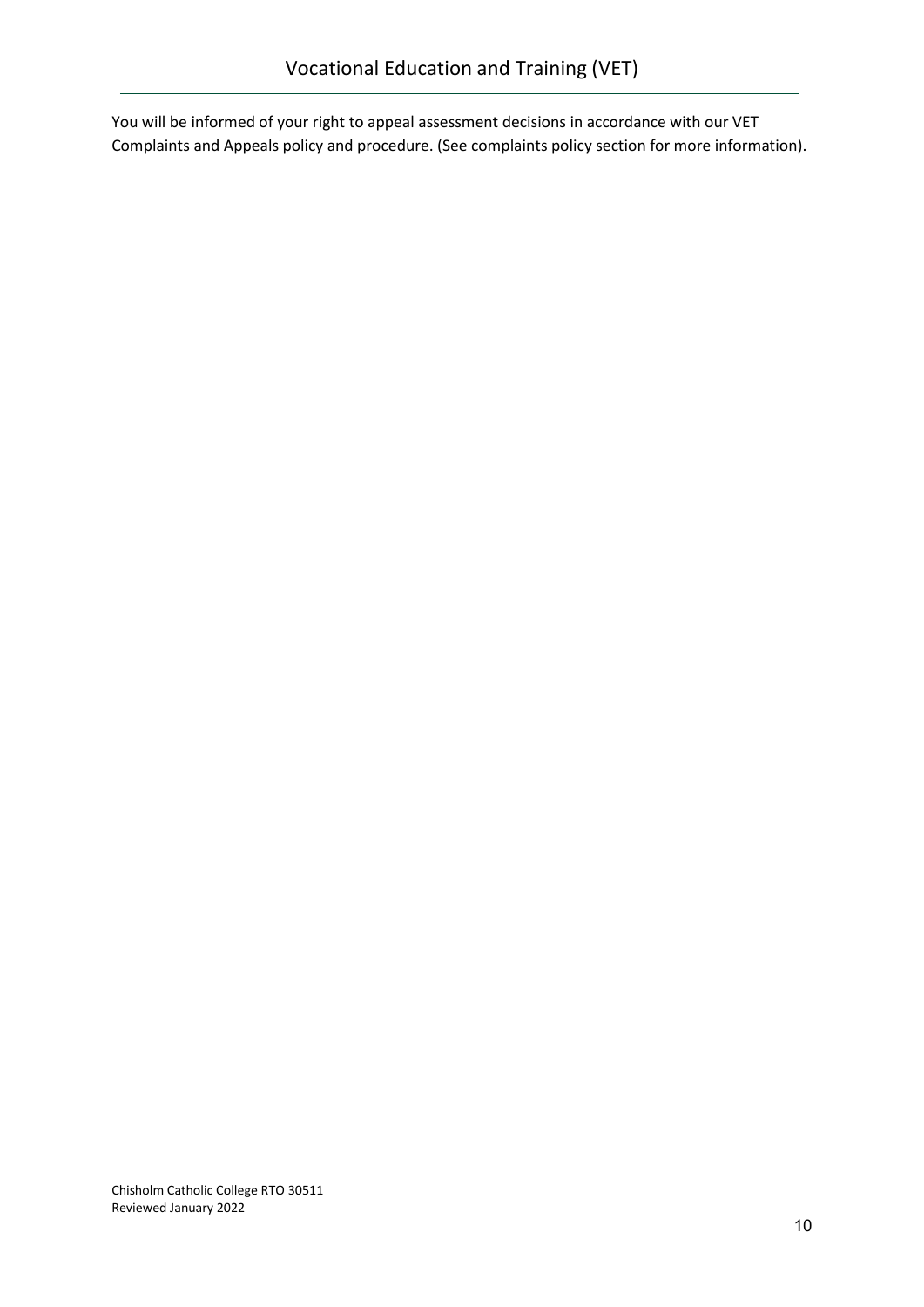You will be informed of your right to appeal assessment decisions in accordance with our VET Complaints and Appeals policy and procedure. (See complaints policy section for more information).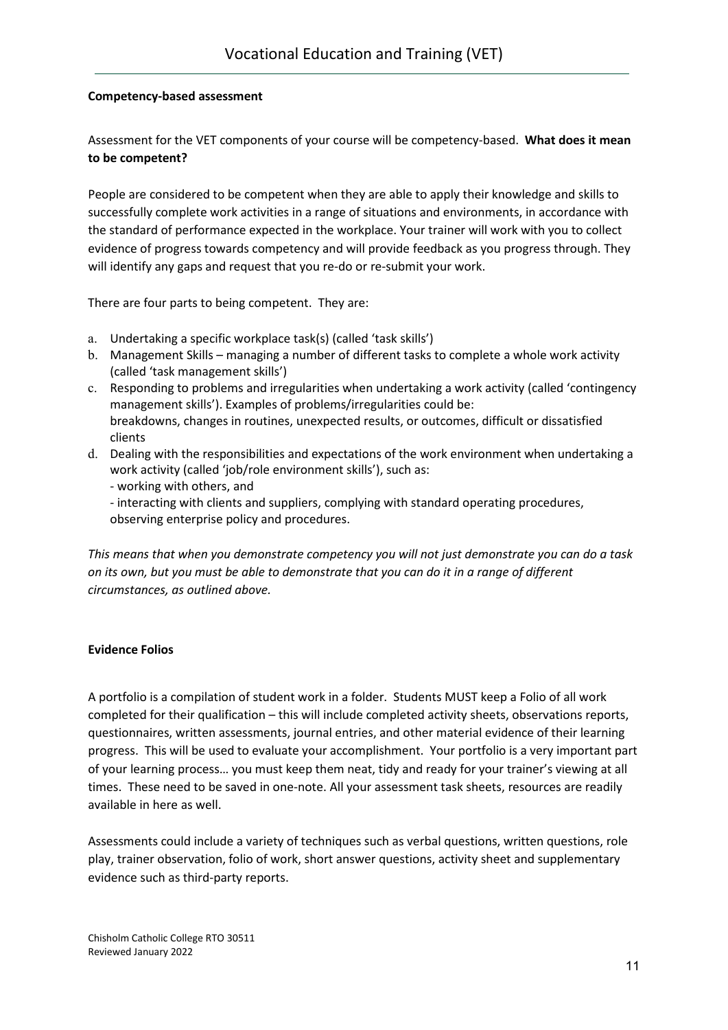**Competency-based assessment**

Assessment for the VET components of your course will be competency-based. **What does it mean to be competent?**

People are considered to be competent when they are able to apply their knowledge and skills to successfully complete work activities in a range of situations and environments, in accordance with the standard of performance expected in the workplace. Your trainer will work with you to collect evidence of progress towards competency and will provide feedback as you progress through. They will identify any gaps and request that you re-do or re-submit your work.

There are four parts to being competent. They are:

a. Undertaking a specific workplace task(s) (called 'task skills')
b. Management Skills – managing a number of different tasks to complete a whole work activity (called 'task management skills')
c. Responding to problems and irregularities when undertaking a work activity (called 'contingency management skills'). Examples of problems/irregularities could be: breakdowns, changes in routines, unexpected results, or outcomes, difficult or dissatisfied clients
d. Dealing with the responsibilities and expectations of the work environment when undertaking a work activity (called 'job/role environment skills'), such as:
   - working with others, and
   - interacting with clients and suppliers, complying with standard operating procedures, observing enterprise policy and procedures.

*This means that when you demonstrate competency you will not just demonstrate you can do a task on its own, but you must be able to demonstrate that you can do it in a range of different circumstances, as outlined above.*

**Evidence Folios**

A portfolio is a compilation of student work in a folder. Students MUST keep a Folio of all work completed for their qualification – this will include completed activity sheets, observations reports, questionnaires, written assessments, journal entries, and other material evidence of their learning progress. This will be used to evaluate your accomplishment. Your portfolio is a very important part of your learning process… you must keep them neat, tidy and ready for your trainer's viewing at all times. These need to be saved in one-note. All your assessment task sheets, resources are readily available in here as well.

Assessments could include a variety of techniques such as verbal questions, written questions, role play, trainer observation, folio of work, short answer questions, activity sheet and supplementary evidence such as third-party reports.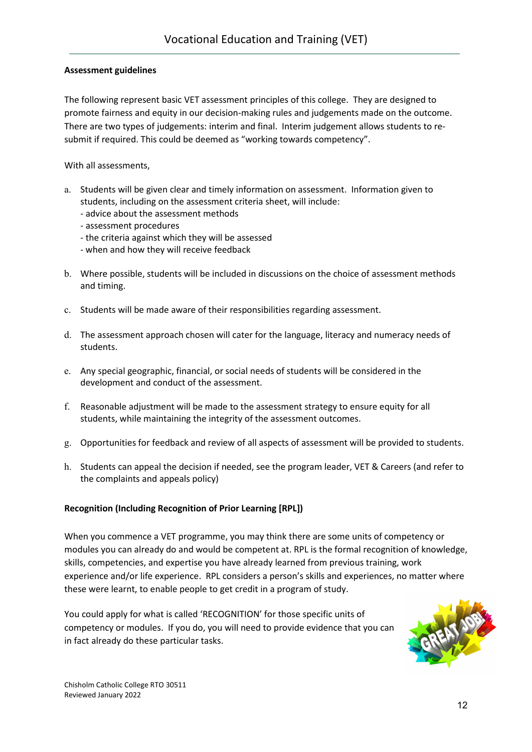**Assessment guidelines**

The following represent basic VET assessment principles of this college. They are designed to promote fairness and equity in our decision-making rules and judgements made on the outcome. There are two types of judgements: interim and final. Interim judgement allows students to re-submit if required. This could be deemed as "working towards competency".

With all assessments,

a. Students will be given clear and timely information on assessment. Information given to students, including on the assessment criteria sheet, will include:
   - advice about the assessment methods
   - assessment procedures
   - the criteria against which they will be assessed
   - when and how they will receive feedback

b. Where possible, students will be included in discussions on the choice of assessment methods and timing.

c. Students will be made aware of their responsibilities regarding assessment.

d. The assessment approach chosen will cater for the language, literacy and numeracy needs of students.

e. Any special geographic, financial, or social needs of students will be considered in the development and conduct of the assessment.

f. Reasonable adjustment will be made to the assessment strategy to ensure equity for all students, while maintaining the integrity of the assessment outcomes.

g. Opportunities for feedback and review of all aspects of assessment will be provided to students.

h. Students can appeal the decision if needed, see the program leader, VET & Careers (and refer to the complaints and appeals policy)

**Recognition (Including Recognition of Prior Learning [RPL])**

When you commence a VET programme, you may think there are some units of competency or modules you can already do and would be competent at. RPL is the formal recognition of knowledge, skills, competencies, and expertise you have already learned from previous training, work experience and/or life experience. RPL considers a person's skills and experiences, no matter where these were learnt, to enable people to get credit in a program of study.

You could apply for what is called 'RECOGNITION' for those specific units of competency or modules. If you do, you will need to provide evidence that you can in fact already do these particular tasks.

Chisholm Catholic College RTO 30511
Reviewed January 2022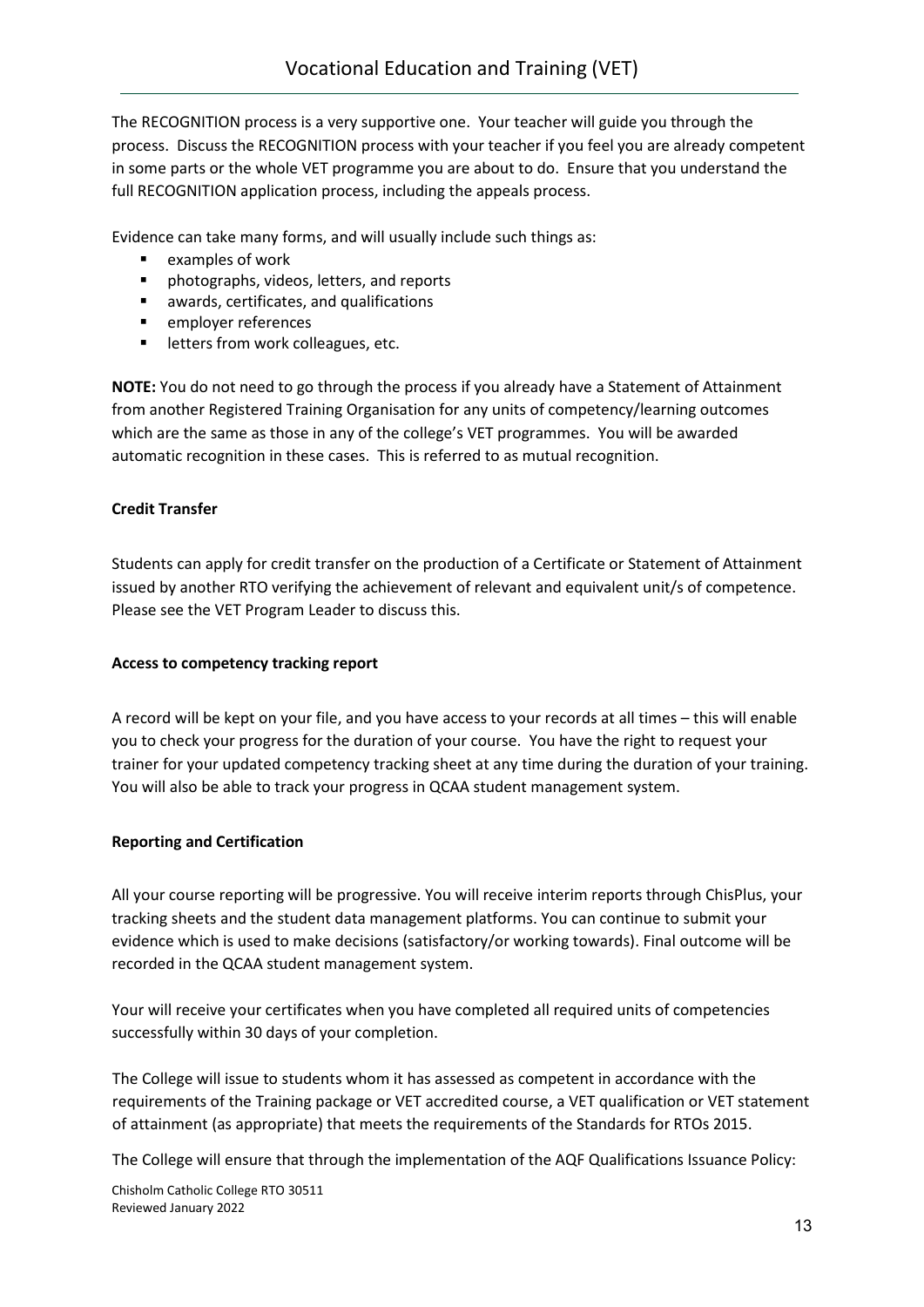The RECOGNITION process is a very supportive one. Your teacher will guide you through the process. Discuss the RECOGNITION process with your teacher if you feel you are already competent in some parts or the whole VET programme you are about to do. Ensure that you understand the full RECOGNITION application process, including the appeals process.

Evidence can take many forms, and will usually include such things as:

- examples of work
- photographs, videos, letters, and reports
- awards, certificates, and qualifications
- employer references
- letters from work colleagues, etc.

**NOTE:** You do not need to go through the process if you already have a Statement of Attainment from another Registered Training Organisation for any units of competency/learning outcomes which are the same as those in any of the college's VET programmes. You will be awarded automatic recognition in these cases. This is referred to as mutual recognition.

**Credit Transfer**

Students can apply for credit transfer on the production of a Certificate or Statement of Attainment issued by another RTO verifying the achievement of relevant and equivalent unit/s of competence. Please see the VET Program Leader to discuss this.

**Access to competency tracking report**

A record will be kept on your file, and you have access to your records at all times – this will enable you to check your progress for the duration of your course. You have the right to request your trainer for your updated competency tracking sheet at any time during the duration of your training. You will also be able to track your progress in QCAA student management system.

**Reporting and Certification**

All your course reporting will be progressive. You will receive interim reports through ChisPlus, your tracking sheets and the student data management platforms. You can continue to submit your evidence which is used to make decisions (satisfactory/or working towards). Final outcome will be recorded in the QCAA student management system.

Your will receive your certificates when you have completed all required units of competencies successfully within 30 days of your completion.

The College will issue to students whom it has assessed as competent in accordance with the requirements of the Training package or VET accredited course, a VET qualification or VET statement of attainment (as appropriate) that meets the requirements of the Standards for RTOs 2015.

The College will ensure that through the implementation of the AQF Qualifications Issuance Policy:

Chisholm Catholic College RTO 30511
Reviewed January 2022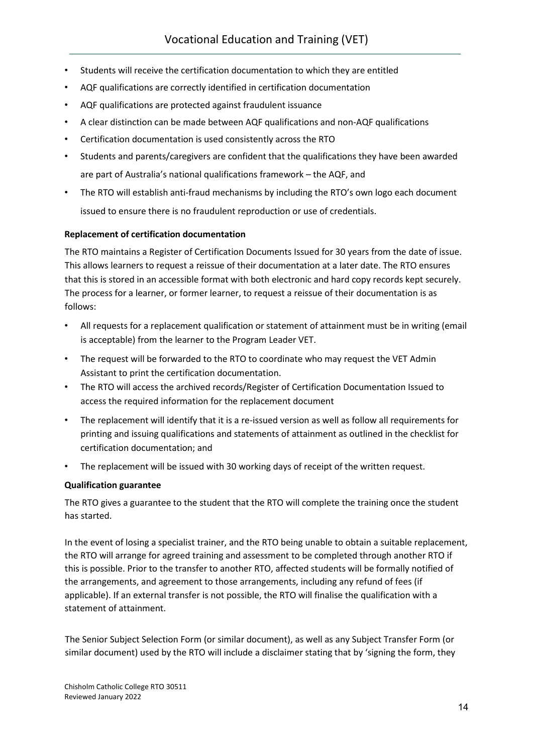- Students will receive the certification documentation to which they are entitled
- AQF qualifications are correctly identified in certification documentation
- AQF qualifications are protected against fraudulent issuance
- A clear distinction can be made between AQF qualifications and non-AQF qualifications
- Certification documentation is used consistently across the RTO
- Students and parents/caregivers are confident that the qualifications they have been awarded are part of Australia's national qualifications framework – the AQF, and
- The RTO will establish anti-fraud mechanisms by including the RTO's own logo each document issued to ensure there is no fraudulent reproduction or use of credentials.

**Replacement of certification documentation**

The RTO maintains a Register of Certification Documents Issued for 30 years from the date of issue. This allows learners to request a reissue of their documentation at a later date. The RTO ensures that this is stored in an accessible format with both electronic and hard copy records kept securely. The process for a learner, or former learner, to request a reissue of their documentation is as follows:

- All requests for a replacement qualification or statement of attainment must be in writing (email is acceptable) from the learner to the Program Leader VET.
- The request will be forwarded to the RTO to coordinate who may request the VET Admin Assistant to print the certification documentation.
- The RTO will access the archived records/Register of Certification Documentation Issued to access the required information for the replacement document
- The replacement will identify that it is a re-issued version as well as follow all requirements for printing and issuing qualifications and statements of attainment as outlined in the checklist for certification documentation; and
- The replacement will be issued with 30 working days of receipt of the written request.

**Qualification guarantee**

The RTO gives a guarantee to the student that the RTO will complete the training once the student has started.

In the event of losing a specialist trainer, and the RTO being unable to obtain a suitable replacement, the RTO will arrange for agreed training and assessment to be completed through another RTO if this is possible. Prior to the transfer to another RTO, affected students will be formally notified of the arrangements, and agreement to those arrangements, including any refund of fees (if applicable). If an external transfer is not possible, the RTO will finalise the qualification with a statement of attainment.

The Senior Subject Selection Form (or similar document), as well as any Subject Transfer Form (or similar document) used by the RTO will include a disclaimer stating that by 'signing the form, they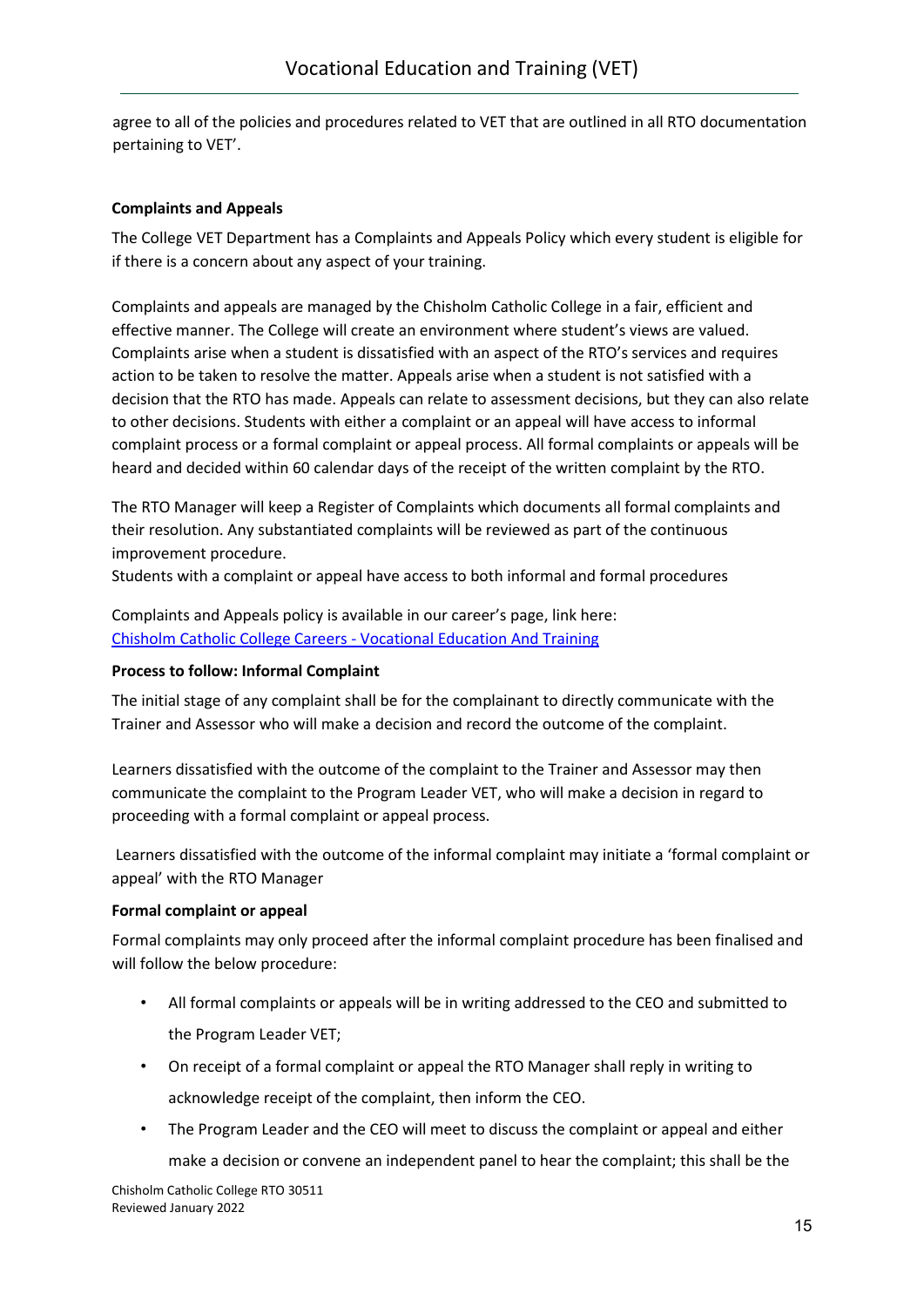agree to all of the policies and procedures related to VET that are outlined in all RTO documentation pertaining to VET'.

**Complaints and Appeals**

The College VET Department has a Complaints and Appeals Policy which every student is eligible for if there is a concern about any aspect of your training.

Complaints and appeals are managed by the Chisholm Catholic College in a fair, efficient and effective manner. The College will create an environment where student's views are valued. Complaints arise when a student is dissatisfied with an aspect of the RTO's services and requires action to be taken to resolve the matter. Appeals arise when a student is not satisfied with a decision that the RTO has made. Appeals can relate to assessment decisions, but they can also relate to other decisions. Students with either a complaint or an appeal will have access to informal complaint process or a formal complaint or appeal process. All formal complaints or appeals will be heard and decided within 60 calendar days of the receipt of the written complaint by the RTO.

The RTO Manager will keep a Register of Complaints which documents all formal complaints and their resolution. Any substantiated complaints will be reviewed as part of the continuous improvement procedure.
Students with a complaint or appeal have access to both informal and formal procedures

Complaints and Appeals policy is available in our career's page, link here:
[Chisholm Catholic College Careers - Vocational Education And Training]

**Process to follow: Informal Complaint**

The initial stage of any complaint shall be for the complainant to directly communicate with the Trainer and Assessor who will make a decision and record the outcome of the complaint.

Learners dissatisfied with the outcome of the complaint to the Trainer and Assessor may then communicate the complaint to the Program Leader VET, who will make a decision in regard to proceeding with a formal complaint or appeal process.

Learners dissatisfied with the outcome of the informal complaint may initiate a 'formal complaint or appeal' with the RTO Manager

**Formal complaint or appeal**

Formal complaints may only proceed after the informal complaint procedure has been finalised and will follow the below procedure:

- All formal complaints or appeals will be in writing addressed to the CEO and submitted to the Program Leader VET;
- On receipt of a formal complaint or appeal the RTO Manager shall reply in writing to acknowledge receipt of the complaint, then inform the CEO.
- The Program Leader and the CEO will meet to discuss the complaint or appeal and either make a decision or convene an independent panel to hear the complaint; this shall be the

Chisholm Catholic College RTO 30511
Reviewed January 2022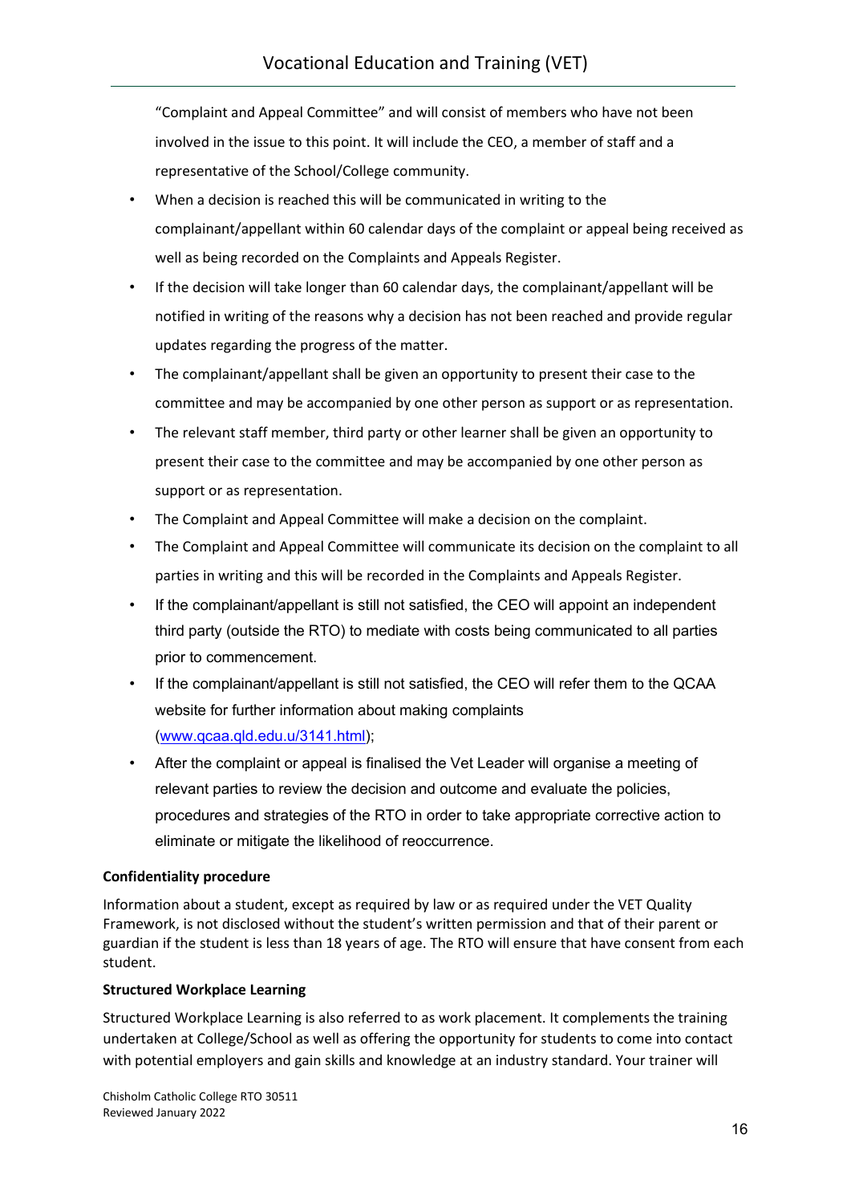"Complaint and Appeal Committee" and will consist of members who have not been involved in the issue to this point. It will include the CEO, a member of staff and a representative of the School/College community.

- When a decision is reached this will be communicated in writing to the complainant/appellant within 60 calendar days of the complaint or appeal being received as well as being recorded on the Complaints and Appeals Register.
- If the decision will take longer than 60 calendar days, the complainant/appellant will be notified in writing of the reasons why a decision has not been reached and provide regular updates regarding the progress of the matter.
- The complainant/appellant shall be given an opportunity to present their case to the committee and may be accompanied by one other person as support or as representation.
- The relevant staff member, third party or other learner shall be given an opportunity to present their case to the committee and may be accompanied by one other person as support or as representation.
- The Complaint and Appeal Committee will make a decision on the complaint.
- The Complaint and Appeal Committee will communicate its decision on the complaint to all parties in writing and this will be recorded in the Complaints and Appeals Register.
- If the complainant/appellant is still not satisfied, the CEO will appoint an independent third party (outside the RTO) to mediate with costs being communicated to all parties prior to commencement.
- If the complainant/appellant is still not satisfied, the CEO will refer them to the QCAA website for further information about making complaints (www.qcaa.qld.edu.u/3141.html);
- After the complaint or appeal is finalised the Vet Leader will organise a meeting of relevant parties to review the decision and outcome and evaluate the policies, procedures and strategies of the RTO in order to take appropriate corrective action to eliminate or mitigate the likelihood of reoccurrence.

**Confidentiality procedure**

Information about a student, except as required by law or as required under the VET Quality Framework, is not disclosed without the student's written permission and that of their parent or guardian if the student is less than 18 years of age. The RTO will ensure that have consent from each student.

**Structured Workplace Learning**

Structured Workplace Learning is also referred to as work placement. It complements the training undertaken at College/School as well as offering the opportunity for students to come into contact with potential employers and gain skills and knowledge at an industry standard. Your trainer will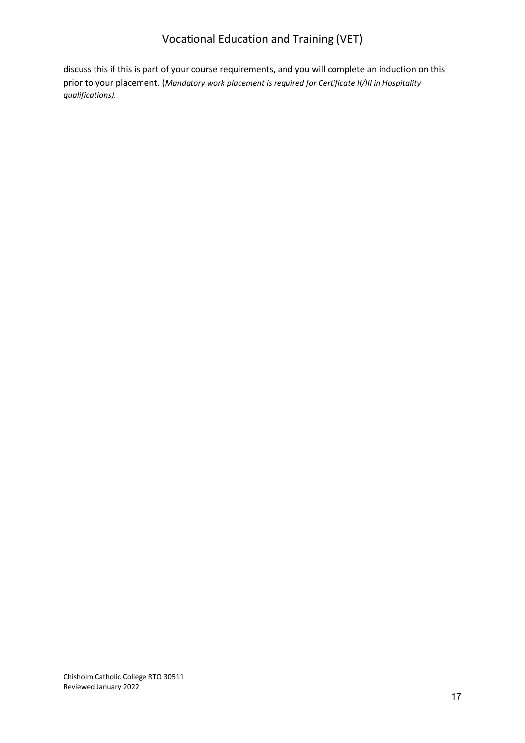discuss this if this is part of your course requirements, and you will complete an induction on this prior to your placement. (*Mandatory work placement is required for Certificate II/III in Hospitality qualifications).*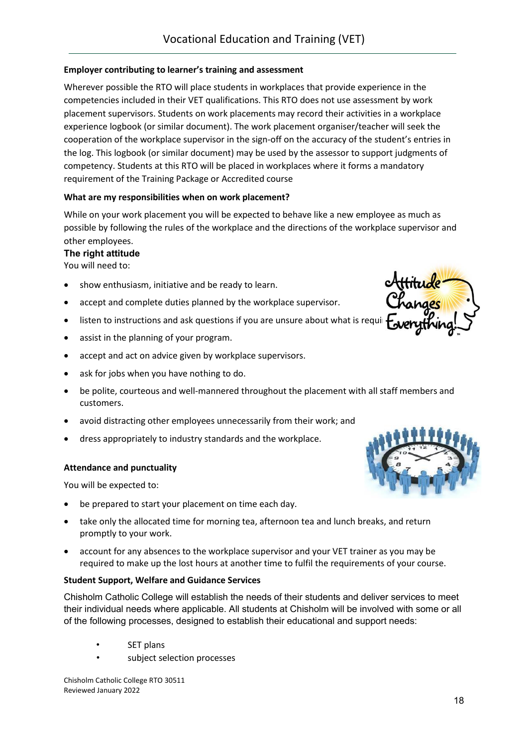#### Employer contributing to learner's training and assessment

Wherever possible the RTO will place students in workplaces that provide experience in the competencies included in their VET qualifications. This RTO does not use assessment by work placement supervisors. Students on work placements may record their activities in a workplace experience logbook (or similar document). The work placement organiser/teacher will seek the cooperation of the workplace supervisor in the sign-off on the accuracy of the student's entries in the log. This logbook (or similar document) may be used by the assessor to support judgments of competency. Students at this RTO will be placed in workplaces where it forms a mandatory requirement of the Training Package or Accredited course

#### What are my responsibilities when on work placement?

While on your work placement you will be expected to behave like a new employee as much as possible by following the rules of the workplace and the directions of the workplace supervisor and other employees.

#### The right attitude

You will need to:

- show enthusiasm, initiative and be ready to learn.
- accept and complete duties planned by the workplace supervisor.
- listen to instructions and ask questions if you are unsure about what is requi
- assist in the planning of your program.
- accept and act on advice given by workplace supervisors.
- ask for jobs when you have nothing to do.
- be polite, courteous and well-mannered throughout the placement with all staff members and customers.
- avoid distracting other employees unnecessarily from their work; and
- dress appropriately to industry standards and the workplace.

#### Attendance and punctuality

You will be expected to:

- be prepared to start your placement on time each day.
- take only the allocated time for morning tea, afternoon tea and lunch breaks, and return promptly to your work.
- account for any absences to the workplace supervisor and your VET trainer as you may be required to make up the lost hours at another time to fulfil the requirements of your course.

#### Student Support, Welfare and Guidance Services

Chisholm Catholic College will establish the needs of their students and deliver services to meet their individual needs where applicable. All students at Chisholm will be involved with some or all of the following processes, designed to establish their educational and support needs:

- SET plans
- subject selection processes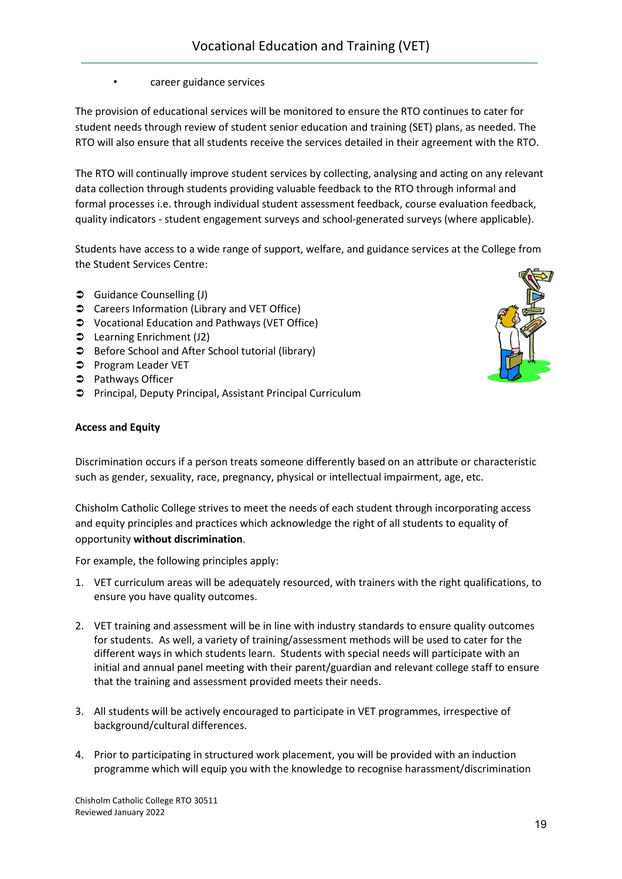- career guidance services

The provision of educational services will be monitored to ensure the RTO continues to cater for student needs through review of student senior education and training (SET) plans, as needed. The RTO will also ensure that all students receive the services detailed in their agreement with the RTO.

The RTO will continually improve student services by collecting, analysing and acting on any relevant data collection through students providing valuable feedback to the RTO through informal and formal processes i.e. through individual student assessment feedback, course evaluation feedback, quality indicators - student engagement surveys and school-generated surveys (where applicable).

Students have access to a wide range of support, welfare, and guidance services at the College from the Student Services Centre:

- Guidance Counselling (J)
- Careers Information (Library and VET Office)
- Vocational Education and Pathways (VET Office)
- Learning Enrichment (J2)
- Before School and After School tutorial (library)
- Program Leader VET
- Pathways Officer
- Principal, Deputy Principal, Assistant Principal Curriculum

**Access and Equity**

Discrimination occurs if a person treats someone differently based on an attribute or characteristic such as gender, sexuality, race, pregnancy, physical or intellectual impairment, age, etc.

Chisholm Catholic College strives to meet the needs of each student through incorporating access and equity principles and practices which acknowledge the right of all students to equality of opportunity **without discrimination**.

For example, the following principles apply:

1. VET curriculum areas will be adequately resourced, with trainers with the right qualifications, to ensure you have quality outcomes.

2. VET training and assessment will be in line with industry standards to ensure quality outcomes for students. As well, a variety of training/assessment methods will be used to cater for the different ways in which students learn. Students with special needs will participate with an initial and annual panel meeting with their parent/guardian and relevant college staff to ensure that the training and assessment provided meets their needs.

3. All students will be actively encouraged to participate in VET programmes, irrespective of background/cultural differences.

4. Prior to participating in structured work placement, you will be provided with an induction programme which will equip you with the knowledge to recognise harassment/discrimination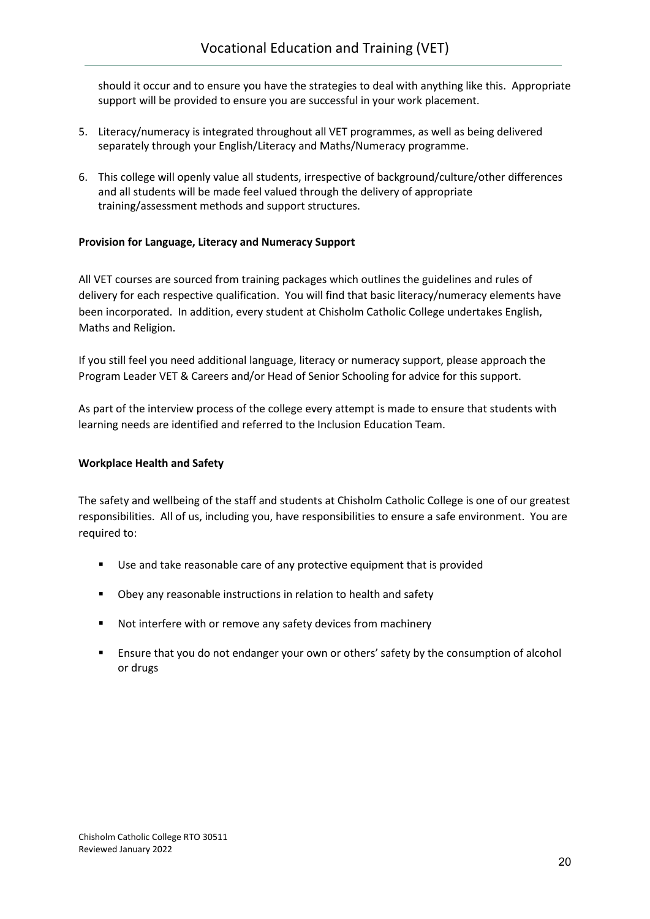should it occur and to ensure you have the strategies to deal with anything like this. Appropriate support will be provided to ensure you are successful in your work placement.

5. Literacy/numeracy is integrated throughout all VET programmes, as well as being delivered separately through your English/Literacy and Maths/Numeracy programme.

6. This college will openly value all students, irrespective of background/culture/other differences and all students will be made feel valued through the delivery of appropriate training/assessment methods and support structures.

**Provision for Language, Literacy and Numeracy Support**

All VET courses are sourced from training packages which outlines the guidelines and rules of delivery for each respective qualification. You will find that basic literacy/numeracy elements have been incorporated. In addition, every student at Chisholm Catholic College undertakes English, Maths and Religion.

If you still feel you need additional language, literacy or numeracy support, please approach the Program Leader VET & Careers and/or Head of Senior Schooling for advice for this support.

As part of the interview process of the college every attempt is made to ensure that students with learning needs are identified and referred to the Inclusion Education Team.

**Workplace Health and Safety**

The safety and wellbeing of the staff and students at Chisholm Catholic College is one of our greatest responsibilities. All of us, including you, have responsibilities to ensure a safe environment. You are required to:

- Use and take reasonable care of any protective equipment that is provided
- Obey any reasonable instructions in relation to health and safety
- Not interfere with or remove any safety devices from machinery
- Ensure that you do not endanger your own or others' safety by the consumption of alcohol or drugs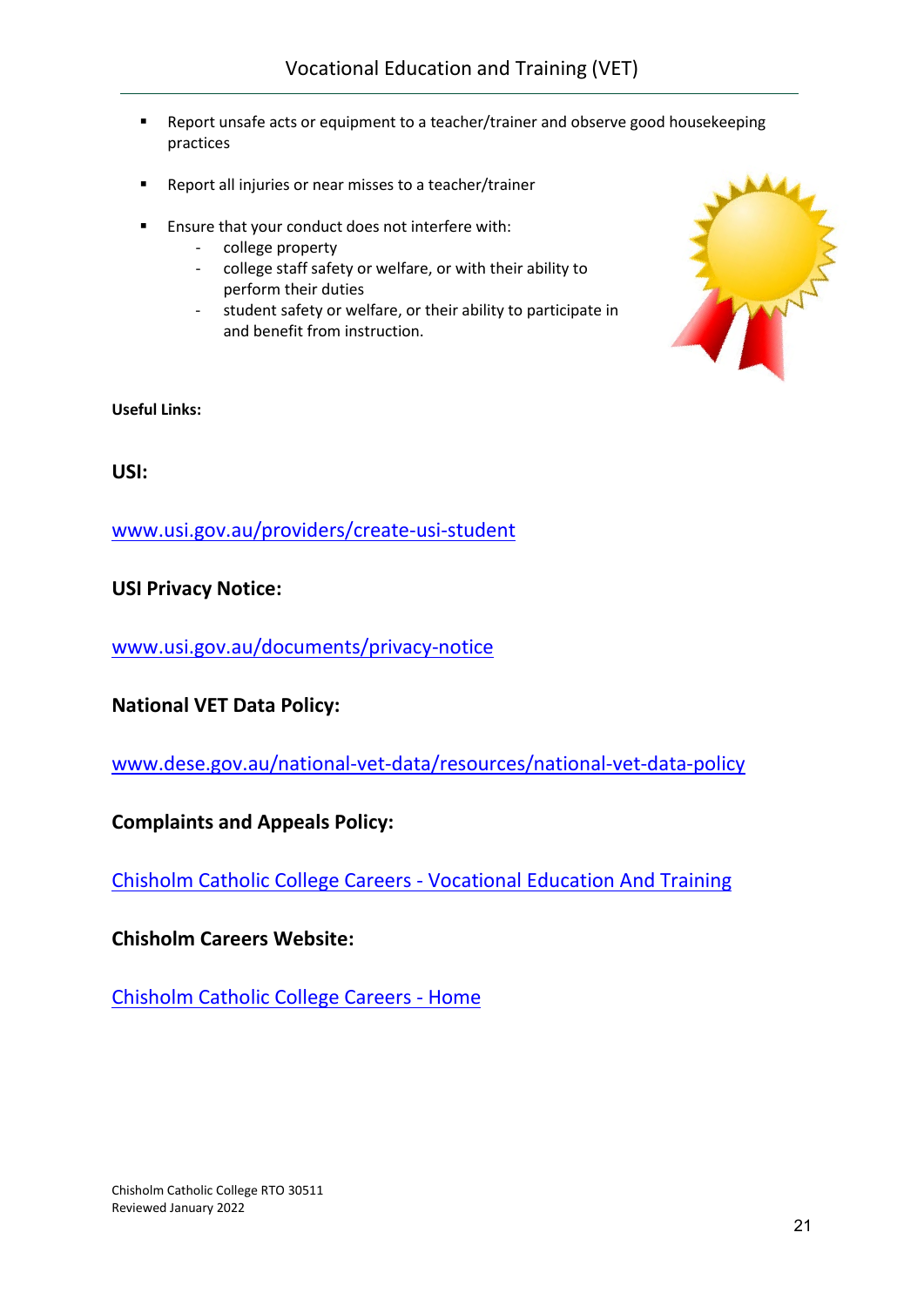- Report unsafe acts or equipment to a teacher/trainer and observe good housekeeping practices
- Report all injuries or near misses to a teacher/trainer
- Ensure that your conduct does not interfere with:
  - college property
  - college staff safety or welfare, or with their ability to perform their duties
  - student safety or welfare, or their ability to participate in and benefit from instruction.

**Useful Links:**

**USI:**

www.usi.gov.au/providers/create-usi-student

**USI Privacy Notice:**

www.usi.gov.au/documents/privacy-notice

**National VET Data Policy:**

www.dese.gov.au/national-vet-data/resources/national-vet-data-policy

**Complaints and Appeals Policy:**

Chisholm Catholic College Careers - Vocational Education And Training

**Chisholm Careers Website:**

Chisholm Catholic College Careers - Home

Chisholm Catholic College RTO 30511
Reviewed January 2022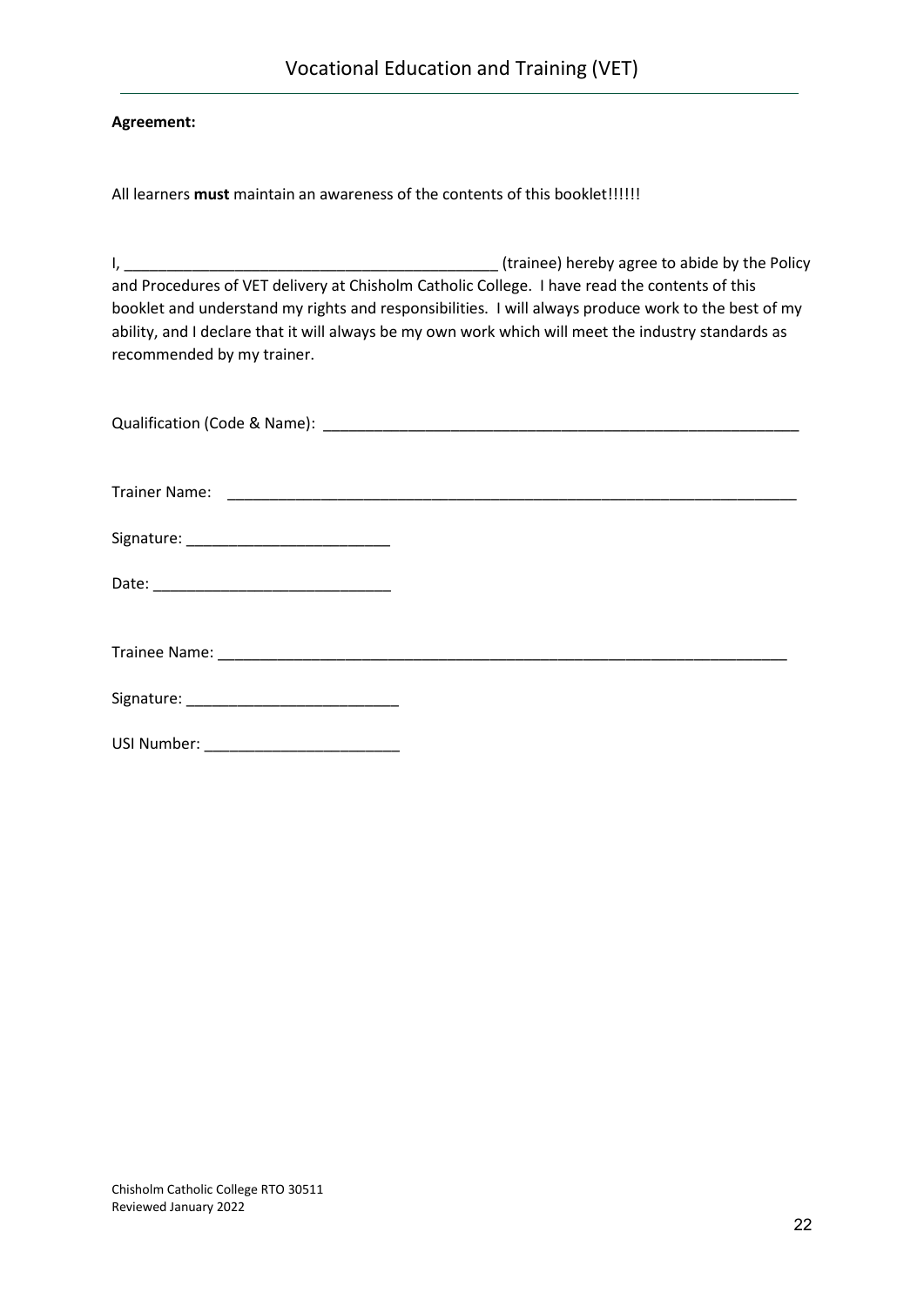**Agreement:**

All learners **must** maintain an awareness of the contents of this booklet!!!!!!

I, ____________________________________________ (trainee) hereby agree to abide by the Policy and Procedures of VET delivery at Chisholm Catholic College. I have read the contents of this booklet and understand my rights and responsibilities. I will always produce work to the best of my ability, and I declare that it will always be my own work which will meet the industry standards as recommended by my trainer.

Qualification (Code & Name): _________________________________________________________

Trainer Name: ____________________________________________________________________

Signature: ________________________

Date: ____________________________

Trainee Name: ____________________________________________________________________

Signature: _________________________

USI Number: _______________________

Chisholm Catholic College RTO 30511
Reviewed January 2022